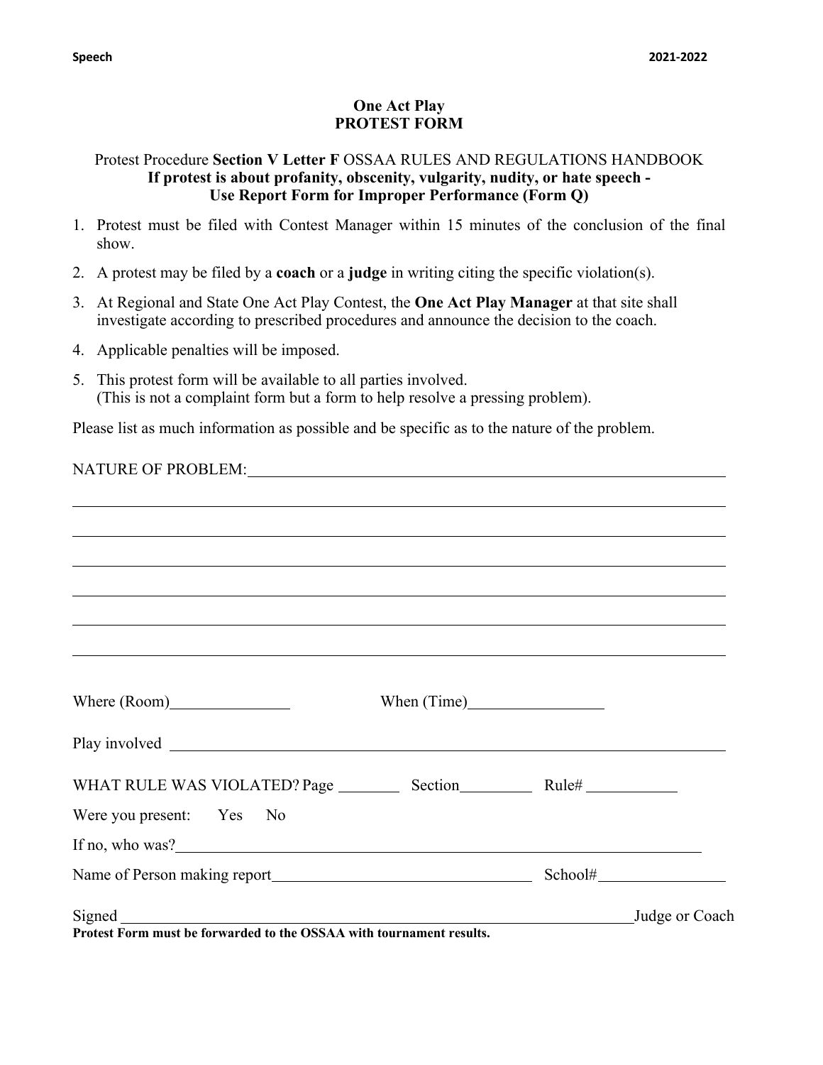# One Act Play
# PROTEST FORM

Protest Procedure **Section V Letter F** OSSAA RULES AND REGULATIONS HANDBOOK
**If protest is about profanity, obscenity, vulgarity, nudity, or hate speech -**
**Use Report Form for Improper Performance (Form Q)**

1. Protest must be filed with Contest Manager within 15 minutes of the conclusion of the final show.
2. A protest may be filed by a **coach** or a **judge** in writing citing the specific violation(s).
3. At Regional and State One Act Play Contest, the **One Act Play Manager** at that site shall investigate according to prescribed procedures and announce the decision to the coach.
4. Applicable penalties will be imposed.
5. This protest form will be available to all parties involved.
   (This is not a complaint form but a form to help resolve a pressing problem).

Please list as much information as possible and be specific as to the nature of the problem.

NATURE OF PROBLEM:\_\_\_\_\_\_\_\_\_\_\_\_\_\_\_\_\_\_\_\_\_\_\_\_\_\_\_\_\_\_\_\_\_\_\_\_\_\_\_\_\_\_\_\_\_\_\_\_

\_\_\_\_\_\_\_\_\_\_\_\_\_\_\_\_\_\_\_\_\_\_\_\_\_\_\_\_\_\_\_\_\_\_\_\_\_\_\_\_\_\_\_\_\_\_\_\_\_\_\_\_\_\_\_\_\_\_\_\_\_\_\_\_

\_\_\_\_\_\_\_\_\_\_\_\_\_\_\_\_\_\_\_\_\_\_\_\_\_\_\_\_\_\_\_\_\_\_\_\_\_\_\_\_\_\_\_\_\_\_\_\_\_\_\_\_\_\_\_\_\_\_\_\_\_\_\_\_

\_\_\_\_\_\_\_\_\_\_\_\_\_\_\_\_\_\_\_\_\_\_\_\_\_\_\_\_\_\_\_\_\_\_\_\_\_\_\_\_\_\_\_\_\_\_\_\_\_\_\_\_\_\_\_\_\_\_\_\_\_\_\_\_

\_\_\_\_\_\_\_\_\_\_\_\_\_\_\_\_\_\_\_\_\_\_\_\_\_\_\_\_\_\_\_\_\_\_\_\_\_\_\_\_\_\_\_\_\_\_\_\_\_\_\_\_\_\_\_\_\_\_\_\_\_\_\_\_

\_\_\_\_\_\_\_\_\_\_\_\_\_\_\_\_\_\_\_\_\_\_\_\_\_\_\_\_\_\_\_\_\_\_\_\_\_\_\_\_\_\_\_\_\_\_\_\_\_\_\_\_\_\_\_\_\_\_\_\_\_\_\_\_

\_\_\_\_\_\_\_\_\_\_\_\_\_\_\_\_\_\_\_\_\_\_\_\_\_\_\_\_\_\_\_\_\_\_\_\_\_\_\_\_\_\_\_\_\_\_\_\_\_\_\_\_\_\_\_\_\_\_\_\_\_\_\_\_

Where (Room)\_\_\_\_\_\_\_\_\_\_\_\_\_\_\_\_ When (Time)\_\_\_\_\_\_\_\_\_\_\_\_\_\_\_\_

Play involved \_\_\_\_\_\_\_\_\_\_\_\_\_\_\_\_\_\_\_\_\_\_\_\_\_\_\_\_\_\_\_\_\_\_\_\_\_\_\_\_\_\_\_\_\_\_\_\_\_\_\_\_\_\_

WHAT RULE WAS VIOLATED? Page \_\_\_\_\_\_\_\_ Section\_\_\_\_\_\_\_\_ Rule# \_\_\_\_\_\_\_\_\_\_

Were you present: Yes No

If no, who was?\_\_\_\_\_\_\_\_\_\_\_\_\_\_\_\_\_\_\_\_\_\_\_\_\_\_\_\_\_\_\_\_\_\_\_\_\_\_\_\_\_\_\_\_\_\_\_\_\_\_\_\_

Name of Person making report\_\_\_\_\_\_\_\_\_\_\_\_\_\_\_\_\_\_\_\_\_\_\_\_\_\_\_\_\_ School#\_\_\_\_\_\_\_\_\_\_\_\_\_\_

Signed \_\_\_\_\_\_\_\_\_\_\_\_\_\_\_\_\_\_\_\_\_\_\_\_\_\_\_\_\_\_\_\_\_\_\_\_\_\_\_\_\_\_\_\_\_\_\_\_\_\_\_\_\_\_\_\_\_Judge or Coach

**Protest Form must be forwarded to the OSSAA with tournament results.**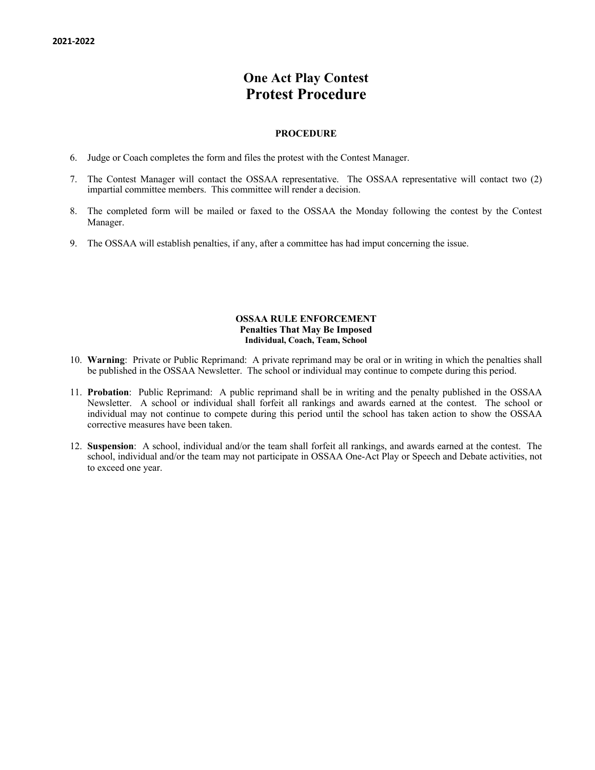# One Act Play Contest
# Protest Procedure

### PROCEDURE

6. Judge or Coach completes the form and files the protest with the Contest Manager.
7. The Contest Manager will contact the OSSAA representative. The OSSAA representative will contact two (2) impartial committee members. This committee will render a decision.
8. The completed form will be mailed or faxed to the OSSAA the Monday following the contest by the Contest Manager.
9. The OSSAA will establish penalties, if any, after a committee has had imput concerning the issue.

### OSSAA RULE ENFORCEMENT
**Penalties That May Be Imposed**
**Individual, Coach, Team, School**

10. **Warning**: Private or Public Reprimand: A private reprimand may be oral or in writing in which the penalties shall be published in the OSSAA Newsletter. The school or individual may continue to compete during this period.
11. **Probation**: Public Reprimand: A public reprimand shall be in writing and the penalty published in the OSSAA Newsletter. A school or individual shall forfeit all rankings and awards earned at the contest. The school or individual may not continue to compete during this period until the school has taken action to show the OSSAA corrective measures have been taken.
12. **Suspension**: A school, individual and/or the team shall forfeit all rankings, and awards earned at the contest. The school, individual and/or the team may not participate in OSSAA One-Act Play or Speech and Debate activities, not to exceed one year.